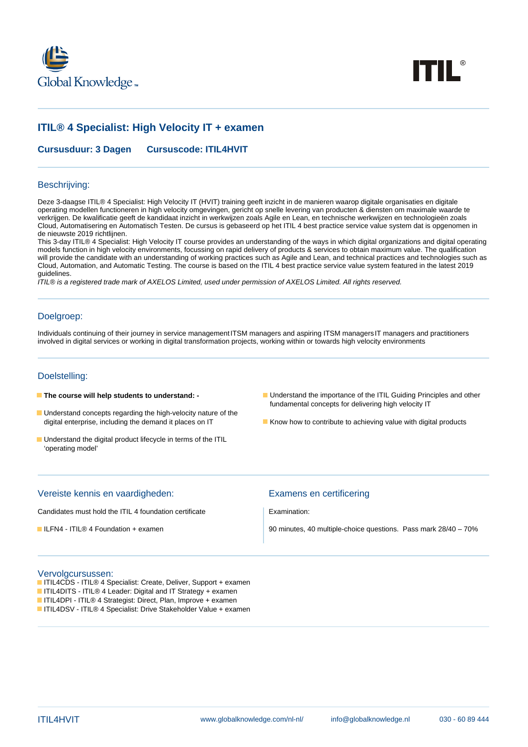# ITIL® 4 Specialist: High Velocity IT + examen

**Cursusduur: 3 Dagen Cursuscode: ITIL4HVIT**

## Beschrijving:

Deze 3-daagse ITIL® 4 Specialist: High Velocity IT (HVIT) training geeft inzicht in de manieren waarop digitale organisaties en digitale operating modellen functioneren in high velocity omgevingen, gericht op snelle levering van producten & diensten om maximale waarde te verkrijgen. De kwalificatie geeft de kandidaat inzicht in werkwijzen zoals Agile en Lean, en technische werkwijzen en technologieën zoals Cloud, Automatisering en Automatisch Testen. De cursus is gebaseerd op het ITIL 4 best practice service value system dat is opgenomen in de nieuwste 2019 richtlijnen.
This 3-day ITIL® 4 Specialist: High Velocity IT course provides an understanding of the ways in which digital organizations and digital operating models function in high velocity environments, focussing on rapid delivery of products & services to obtain maximum value. The qualification will provide the candidate with an understanding of working practices such as Agile and Lean, and technical practices and technologies such as Cloud, Automation, and Automatic Testing. The course is based on the ITIL 4 best practice service value system featured in the latest 2019 guidelines.
*ITIL® is a registered trade mark of AXELOS Limited, used under permission of AXELOS Limited. All rights reserved.*

## Doelgroep:

Individuals continuing of their journey in service managementITSM managers and aspiring ITSM managersIT managers and practitioners involved in digital services or working in digital transformation projects, working within or towards high velocity environments

## Doelstelling:

- **The course will help students to understand: -**
- Understand concepts regarding the high-velocity nature of the digital enterprise, including the demand it places on IT
- Understand the digital product lifecycle in terms of the ITIL 'operating model'
- Understand the importance of the ITIL Guiding Principles and other fundamental concepts for delivering high velocity IT
- Know how to contribute to achieving value with digital products

## Vereiste kennis en vaardigheden:

Candidates must hold the ITIL 4 foundation certificate

- ILFN4 - ITIL® 4 Foundation + examen

## Examens en certificering

Examination:

90 minutes, 40 multiple-choice questions. Pass mark 28/40 – 70%

## Vervolgcursussen:

- ITIL4CDS - ITIL® 4 Specialist: Create, Deliver, Support + examen
- ITIL4DITS - ITIL® 4 Leader: Digital and IT Strategy + examen
- ITIL4DPI - ITIL® 4 Strategist: Direct, Plan, Improve + examen
- ITIL4DSV - ITIL® 4 Specialist: Drive Stakeholder Value + examen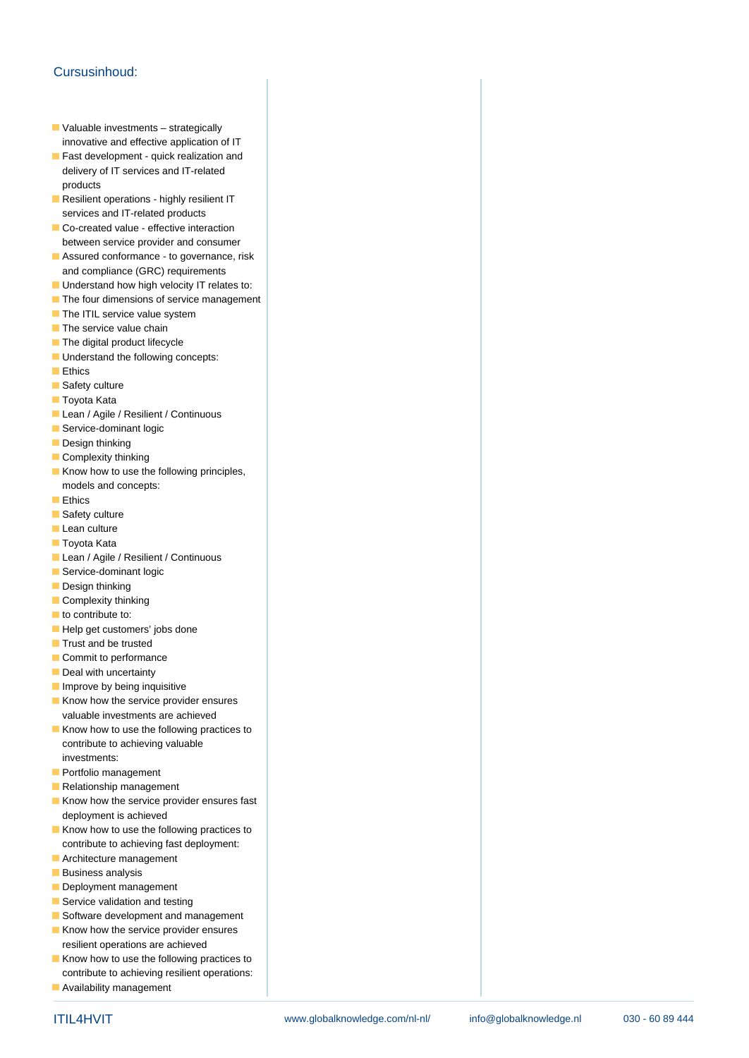## Cursusinhoud:

- Valuable investments – strategically innovative and effective application of IT
- Fast development - quick realization and delivery of IT services and IT-related products
- Resilient operations - highly resilient IT services and IT-related products
- Co-created value - effective interaction between service provider and consumer
- Assured conformance - to governance, risk and compliance (GRC) requirements
- Understand how high velocity IT relates to:
- The four dimensions of service management
- The ITIL service value system
- The service value chain
- The digital product lifecycle
- Understand the following concepts:
- Ethics
- Safety culture
- Toyota Kata
- Lean / Agile / Resilient / Continuous
- Service-dominant logic
- Design thinking
- Complexity thinking
- Know how to use the following principles, models and concepts:
- Ethics
- Safety culture
- Lean culture
- Toyota Kata
- Lean / Agile / Resilient / Continuous
- Service-dominant logic
- Design thinking
- Complexity thinking
- to contribute to:
- Help get customers' jobs done
- Trust and be trusted
- Commit to performance
- Deal with uncertainty
- Improve by being inquisitive
- Know how the service provider ensures valuable investments are achieved
- Know how to use the following practices to contribute to achieving valuable investments:
- Portfolio management
- Relationship management
- Know how the service provider ensures fast deployment is achieved
- Know how to use the following practices to contribute to achieving fast deployment:
- Architecture management
- Business analysis
- Deployment management
- Service validation and testing
- Software development and management
- Know how the service provider ensures resilient operations are achieved
- Know how to use the following practices to contribute to achieving resilient operations:
- Availability management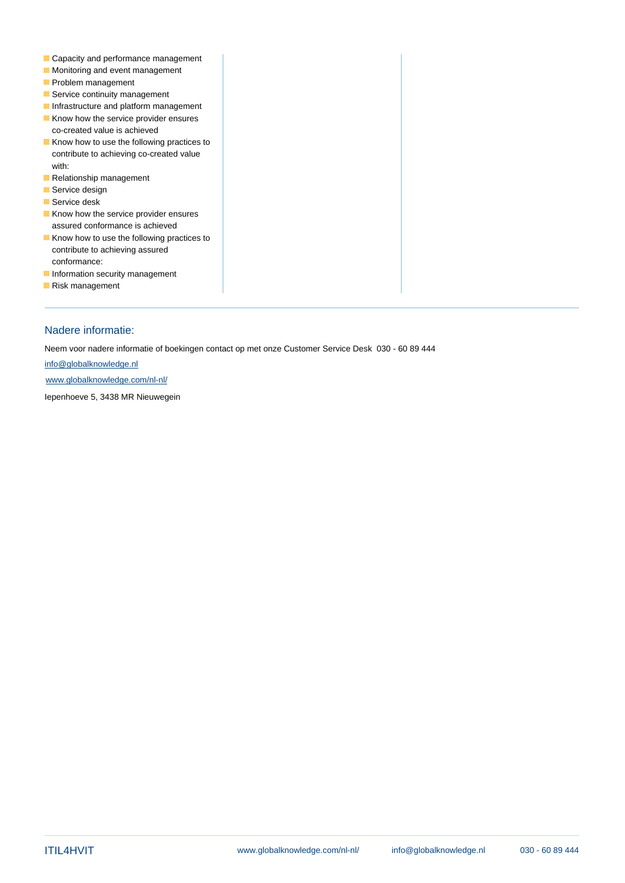- Capacity and performance management
- Monitoring and event management
- Problem management
- Service continuity management
- Infrastructure and platform management
- Know how the service provider ensures co-created value is achieved
- Know how to use the following practices to contribute to achieving co-created value with:
- Relationship management
- Service design
- Service desk
- Know how the service provider ensures assured conformance is achieved
- Know how to use the following practices to contribute to achieving assured conformance:
- Information security management
- Risk management

## Nadere informatie:

Neem voor nadere informatie of boekingen contact op met onze Customer Service Desk  030 - 60 89 444

[info@globalknowledge.nl](mailto:info@globalknowledge.nl)

[www.globalknowledge.com/nl-nl/](http://www.globalknowledge.com/nl-nl/)

Iepenhoeve 5, 3438 MR Nieuwegein